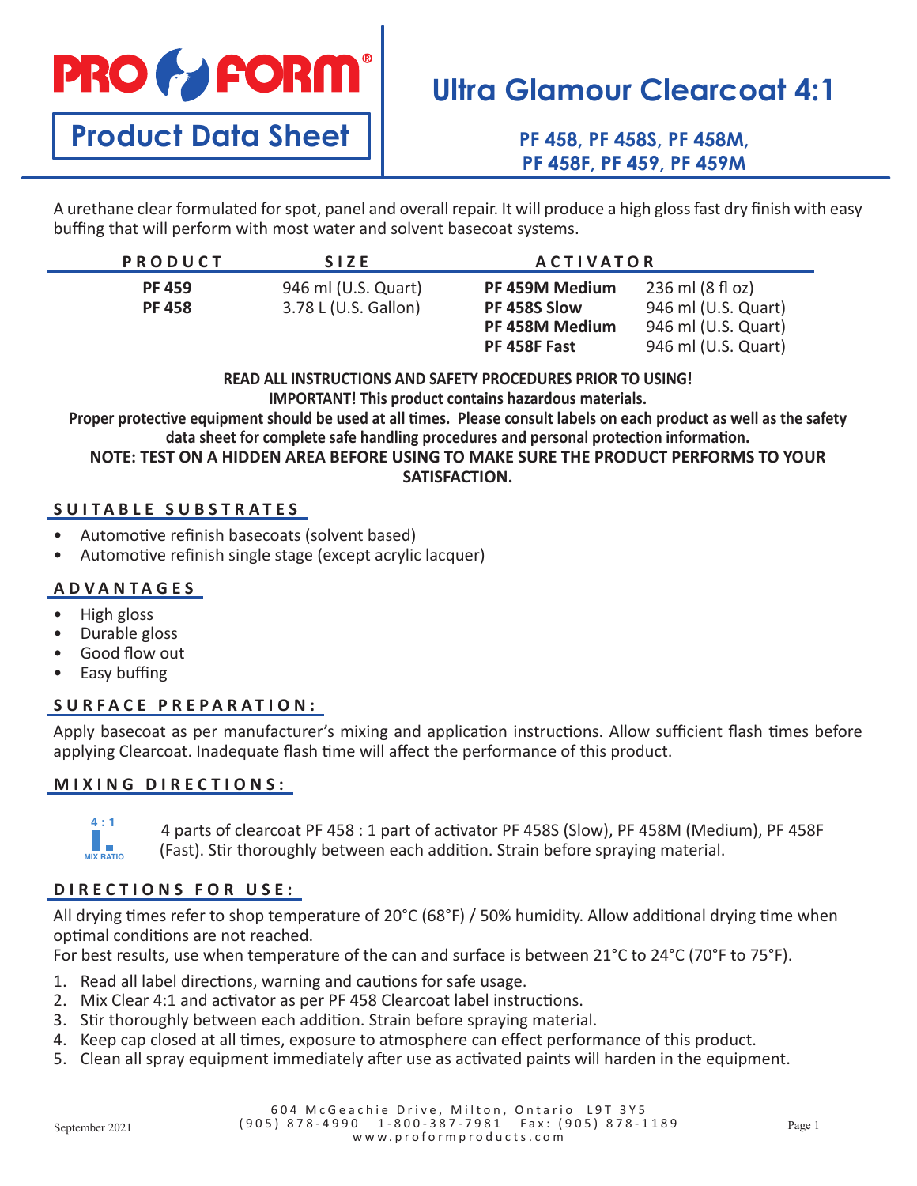# PRO FORM®

## Product Data Sheet

# Ultra Glamour Clearcoat 4:1

### PF 458, PF 458S, PF 458M, PF 458F, PF 459, PF 459M

A urethane clear formulated for spot, panel and overall repair. It will produce a high gloss fast dry finish with easy buffing that will perform with most water and solvent basecoat systems.

| PRODUCT | SIZE | ACTIVATOR | |
|---|---|---|---|
| **PF 459** | 946 ml (U.S. Quart) | **PF 459M Medium** | 236 ml (8 fl oz) |
| **PF 458** | 3.78 L (U.S. Gallon) | **PF 458S Slow** | 946 ml (U.S. Quart) |
| | | **PF 458M Medium** | 946 ml (U.S. Quart) |
| | | **PF 458F Fast** | 946 ml (U.S. Quart) |

**READ ALL INSTRUCTIONS AND SAFETY PROCEDURES PRIOR TO USING!**
**IMPORTANT! This product contains hazardous materials.**
**Proper protective equipment should be used at all times. Please consult labels on each product as well as the safety data sheet for complete safe handling procedures and personal protection information.**
**NOTE: TEST ON A HIDDEN AREA BEFORE USING TO MAKE SURE THE PRODUCT PERFORMS TO YOUR SATISFACTION.**

## SUITABLE SUBSTRATES

- Automotive refinish basecoats (solvent based)
- Automotive refinish single stage (except acrylic lacquer)

## ADVANTAGES

- High gloss
- Durable gloss
- Good flow out
- Easy buffing

## SURFACE PREPARATION:

Apply basecoat as per manufacturer's mixing and application instructions. Allow sufficient flash times before applying Clearcoat. Inadequate flash time will affect the performance of this product.

## MIXING DIRECTIONS:

4 : 1 MIX RATIO

4 parts of clearcoat PF 458 : 1 part of activator PF 458S (Slow), PF 458M (Medium), PF 458F (Fast). Stir thoroughly between each addition. Strain before spraying material.

## DIRECTIONS FOR USE:

All drying times refer to shop temperature of 20°C (68°F) / 50% humidity. Allow additional drying time when optimal conditions are not reached.
For best results, use when temperature of the can and surface is between 21°C to 24°C (70°F to 75°F).

1. Read all label directions, warning and cautions for safe usage.
2. Mix Clear 4:1 and activator as per PF 458 Clearcoat label instructions.
3. Stir thoroughly between each addition. Strain before spraying material.
4. Keep cap closed at all times, exposure to atmosphere can effect performance of this product.
5. Clean all spray equipment immediately after use as activated paints will harden in the equipment.

September 2021

604 McGeachie Drive, Milton, Ontario L9T 3Y5
(905) 878-4990 1-800-387-7981 Fax: (905) 878-1189
www.proformproducts.com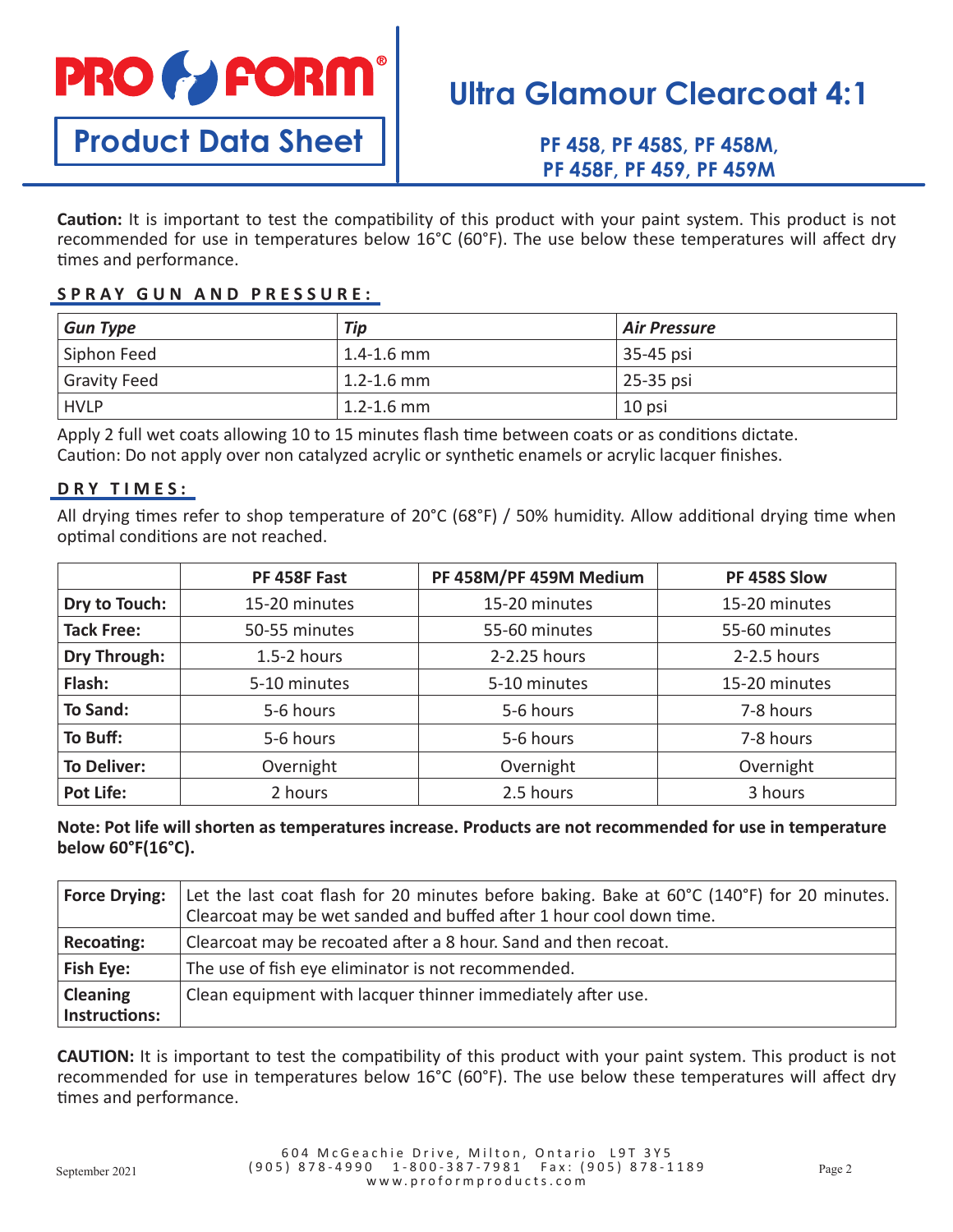# PRO FORM®

## Product Data Sheet

# Ultra Glamour Clearcoat 4:1

### PF 458, PF 458S, PF 458M, PF 458F, PF 459, PF 459M

**Caution:** It is important to test the compatibility of this product with your paint system. This product is not recommended for use in temperatures below 16°C (60°F). The use below these temperatures will affect dry times and performance.

### SPRAY GUN AND PRESSURE:

| *Gun Type* | *Tip* | *Air Pressure* |
| --- | --- | --- |
| Siphon Feed | 1.4-1.6 mm | 35-45 psi |
| Gravity Feed | 1.2-1.6 mm | 25-35 psi |
| HVLP | 1.2-1.6 mm | 10 psi |

Apply 2 full wet coats allowing 10 to 15 minutes flash time between coats or as conditions dictate.
Caution: Do not apply over non catalyzed acrylic or synthetic enamels or acrylic lacquer finishes.

### DRY TIMES:

All drying times refer to shop temperature of 20°C (68°F) / 50% humidity. Allow additional drying time when optimal conditions are not reached.

| | PF 458F Fast | PF 458M/PF 459M Medium | PF 458S Slow |
| --- | --- | --- | --- |
| **Dry to Touch:** | 15-20 minutes | 15-20 minutes | 15-20 minutes |
| **Tack Free:** | 50-55 minutes | 55-60 minutes | 55-60 minutes |
| **Dry Through:** | 1.5-2 hours | 2-2.25 hours | 2-2.5 hours |
| **Flash:** | 5-10 minutes | 5-10 minutes | 15-20 minutes |
| **To Sand:** | 5-6 hours | 5-6 hours | 7-8 hours |
| **To Buff:** | 5-6 hours | 5-6 hours | 7-8 hours |
| **To Deliver:** | Overnight | Overnight | Overnight |
| **Pot Life:** | 2 hours | 2.5 hours | 3 hours |

**Note: Pot life will shorten as temperatures increase. Products are not recommended for use in temperature below 60°F(16°C).**

| | |
| --- | --- |
| **Force Drying:** | Let the last coat flash for 20 minutes before baking. Bake at 60°C (140°F) for 20 minutes. Clearcoat may be wet sanded and buffed after 1 hour cool down time. |
| **Recoating:** | Clearcoat may be recoated after a 8 hour. Sand and then recoat. |
| **Fish Eye:** | The use of fish eye eliminator is not recommended. |
| **Cleaning Instructions:** | Clean equipment with lacquer thinner immediately after use. |

**CAUTION:** It is important to test the compatibility of this product with your paint system. This product is not recommended for use in temperatures below 16°C (60°F). The use below these temperatures will affect dry times and performance.

September 2021

604 McGeachie Drive, Milton, Ontario L9T 3Y5
(905) 878-4990 1-800-387-7981 Fax: (905) 878-1189
www.proformproducts.com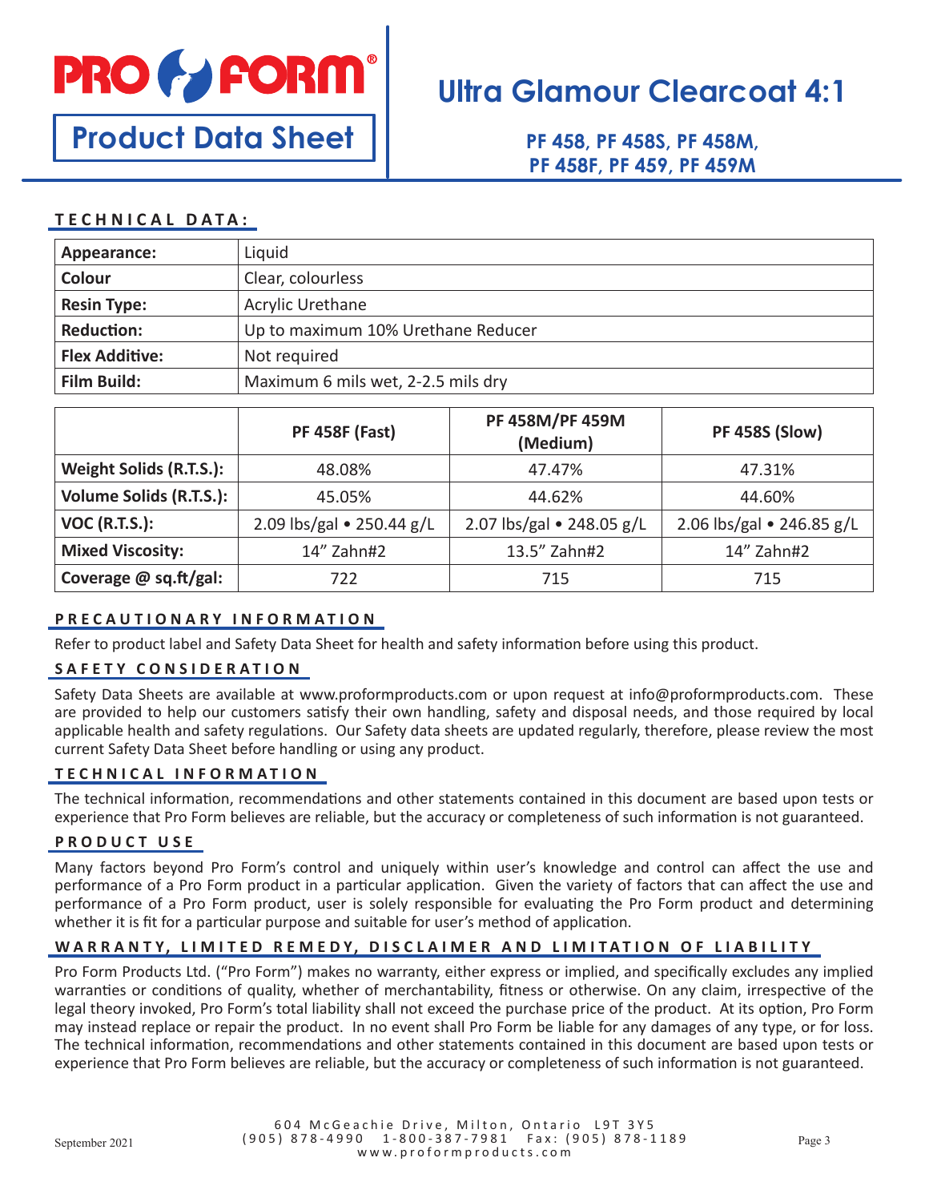# PRO FORM®

## Product Data Sheet

# Ultra Glamour Clearcoat 4:1

### PF 458, PF 458S, PF 458M, PF 458F, PF 459, PF 459M

## TECHNICAL DATA:

| | |
|---|---|
| **Appearance:** | Liquid |
| **Colour** | Clear, colourless |
| **Resin Type:** | Acrylic Urethane |
| **Reduction:** | Up to maximum 10% Urethane Reducer |
| **Flex Additive:** | Not required |
| **Film Build:** | Maximum 6 mils wet, 2-2.5 mils dry |

| | PF 458F (Fast) | PF 458M/PF 459M (Medium) | PF 458S (Slow) |
|---|---|---|---|
| **Weight Solids (R.T.S.):** | 48.08% | 47.47% | 47.31% |
| **Volume Solids (R.T.S.):** | 45.05% | 44.62% | 44.60% |
| **VOC (R.T.S.):** | 2.09 lbs/gal • 250.44 g/L | 2.07 lbs/gal • 248.05 g/L | 2.06 lbs/gal • 246.85 g/L |
| **Mixed Viscosity:** | 14" Zahn#2 | 13.5" Zahn#2 | 14" Zahn#2 |
| **Coverage @ sq.ft/gal:** | 722 | 715 | 715 |

## PRECAUTIONARY INFORMATION

Refer to product label and Safety Data Sheet for health and safety information before using this product.

## SAFETY CONSIDERATION

Safety Data Sheets are available at www.proformproducts.com or upon request at info@proformproducts.com. These are provided to help our customers satisfy their own handling, safety and disposal needs, and those required by local applicable health and safety regulations. Our Safety data sheets are updated regularly, therefore, please review the most current Safety Data Sheet before handling or using any product.

## TECHNICAL INFORMATION

The technical information, recommendations and other statements contained in this document are based upon tests or experience that Pro Form believes are reliable, but the accuracy or completeness of such information is not guaranteed.

## PRODUCT USE

Many factors beyond Pro Form's control and uniquely within user's knowledge and control can affect the use and performance of a Pro Form product in a particular application. Given the variety of factors that can affect the use and performance of a Pro Form product, user is solely responsible for evaluating the Pro Form product and determining whether it is fit for a particular purpose and suitable for user's method of application.

## WARRANTY, LIMITED REMEDY, DISCLAIMER AND LIMITATION OF LIABILITY

Pro Form Products Ltd. ("Pro Form") makes no warranty, either express or implied, and specifically excludes any implied warranties or conditions of quality, whether of merchantability, fitness or otherwise. On any claim, irrespective of the legal theory invoked, Pro Form's total liability shall not exceed the purchase price of the product. At its option, Pro Form may instead replace or repair the product. In no event shall Pro Form be liable for any damages of any type, or for loss. The technical information, recommendations and other statements contained in this document are based upon tests or experience that Pro Form believes are reliable, but the accuracy or completeness of such information is not guaranteed.

September 2021

604 McGeachie Drive, Milton, Ontario L9T 3Y5
(905) 878-4990 1-800-387-7981 Fax: (905) 878-1189
www.proformproducts.com